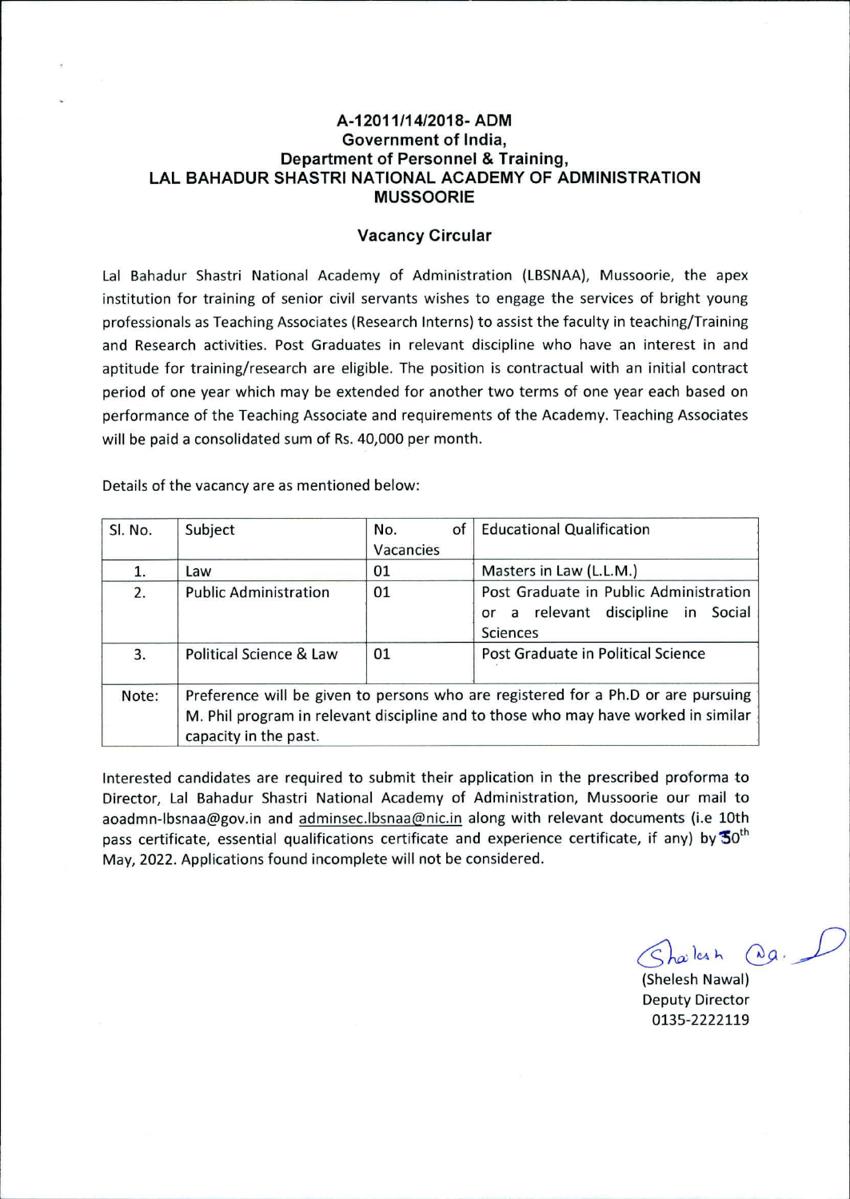**A-12011/14/2018- ADM**
**Government of India,**
**Department of Personnel & Training,**
**LAL BAHADUR SHASTRI NATIONAL ACADEMY OF ADMINISTRATION**
**MUSSOORIE**

## Vacancy Circular

Lal Bahadur Shastri National Academy of Administration (LBSNAA), Mussoorie, the apex institution for training of senior civil servants wishes to engage the services of bright young professionals as Teaching Associates (Research Interns) to assist the faculty in teaching/Training and Research activities. Post Graduates in relevant discipline who have an interest in and aptitude for training/research are eligible. The position is contractual with an initial contract period of one year which may be extended for another two terms of one year each based on performance of the Teaching Associate and requirements of the Academy. Teaching Associates will be paid a consolidated sum of Rs. 40,000 per month.

Details of the vacancy are as mentioned below:

| Sl. No. | Subject | No. of Vacancies | Educational Qualification |
|---|---|---|---|
| 1. | Law | 01 | Masters in Law (L.L.M.) |
| 2. | Public Administration | 01 | Post Graduate in Public Administration or a relevant discipline in Social Sciences |
| 3. | Political Science & Law | 01 | Post Graduate in Political Science |
| Note: | Preference will be given to persons who are registered for a Ph.D or are pursuing M. Phil program in relevant discipline and to those who may have worked in similar capacity in the past. | | |

Interested candidates are required to submit their application in the prescribed proforma to Director, Lal Bahadur Shastri National Academy of Administration, Mussoorie our mail to aoadmn-lbsnaa@gov.in and adminsec.lbsnaa@nic.in along with relevant documents (i.e 10th pass certificate, essential qualifications certificate and experience certificate, if any) by 30th May, 2022. Applications found incomplete will not be considered.

(Shelesh Nawal)
Deputy Director
0135-2222119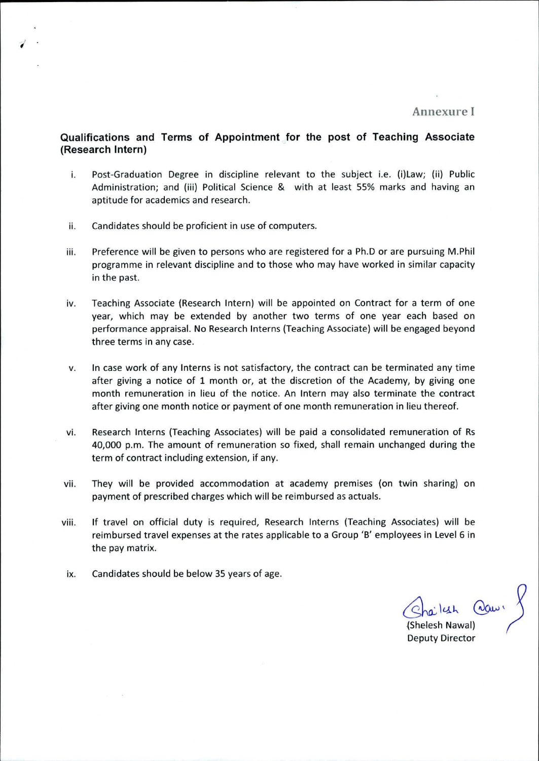Annexure I

## Qualifications and Terms of Appointment for the post of Teaching Associate (Research Intern)

i. Post-Graduation Degree in discipline relevant to the subject i.e. (i)Law; (ii) Public Administration; and (iii) Political Science & with at least 55% marks and having an aptitude for academics and research.

ii. Candidates should be proficient in use of computers.

iii. Preference will be given to persons who are registered for a Ph.D or are pursuing M.Phil programme in relevant discipline and to those who may have worked in similar capacity in the past.

iv. Teaching Associate (Research Intern) will be appointed on Contract for a term of one year, which may be extended by another two terms of one year each based on performance appraisal. No Research Interns (Teaching Associate) will be engaged beyond three terms in any case.

v. In case work of any Interns is not satisfactory, the contract can be terminated any time after giving a notice of 1 month or, at the discretion of the Academy, by giving one month remuneration in lieu of the notice. An Intern may also terminate the contract after giving one month notice or payment of one month remuneration in lieu thereof.

vi. Research Interns (Teaching Associates) will be paid a consolidated remuneration of Rs 40,000 p.m. The amount of remuneration so fixed, shall remain unchanged during the term of contract including extension, if any.

vii. They will be provided accommodation at academy premises (on twin sharing) on payment of prescribed charges which will be reimbursed as actuals.

viii. If travel on official duty is required, Research Interns (Teaching Associates) will be reimbursed travel expenses at the rates applicable to a Group 'B' employees in Level 6 in the pay matrix.

ix. Candidates should be below 35 years of age.

(Shelesh Nawal)
Deputy Director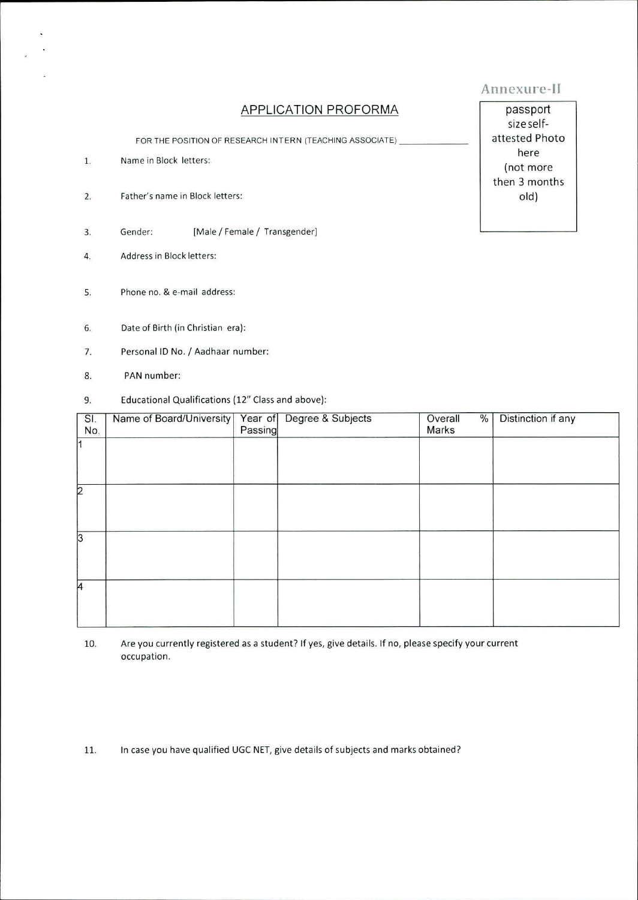Annexure-II

## APPLICATION PROFORMA

FOR THE POSITION OF RESEARCH INTERN (TEACHING ASSOCIATE) _______________

passport size self-attested Photo here (not more then 3 months old)

1. Name in Block letters:

2. Father's name in Block letters:

3. Gender: [Male / Female / Transgender]

4. Address in Block letters:

5. Phone no. & e-mail address:

6. Date of Birth (in Christian era):

7. Personal ID No. / Aadhaar number:

8. PAN number:

9. Educational Qualifications (12" Class and above):

| Sl. No. | Name of Board/University | Year of Passing | Degree & Subjects | Overall % Marks | Distinction if any |
|---|---|---|---|---|---|
| 1 | | | | | |
| 2 | | | | | |
| 3 | | | | | |
| 4 | | | | | |

10. Are you currently registered as a student? If yes, give details. If no, please specify your current occupation.

11. In case you have qualified UGC NET, give details of subjects and marks obtained?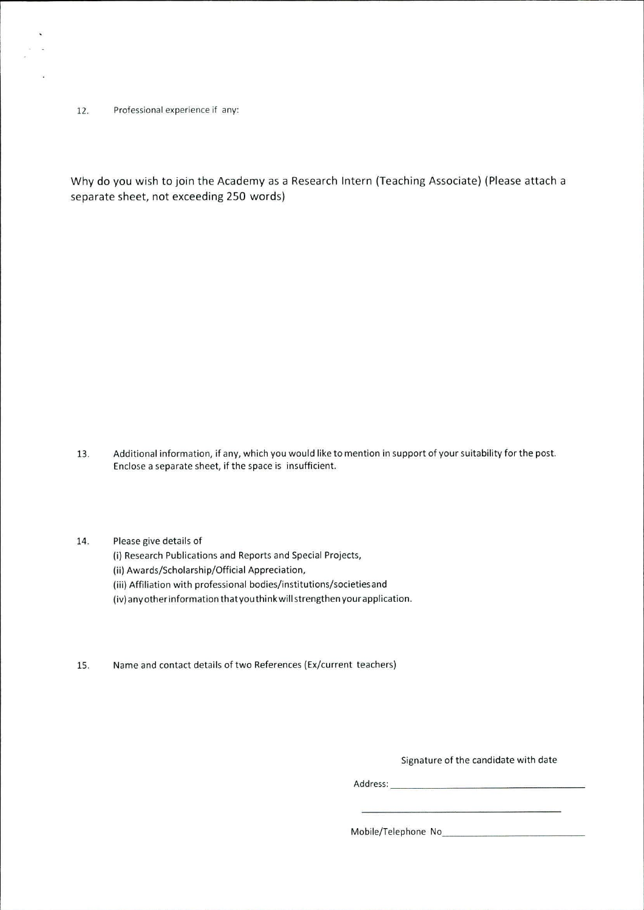12. Professional experience if any:

Why do you wish to join the Academy as a Research Intern (Teaching Associate) (Please attach a separate sheet, not exceeding 250 words)

13. Additional information, if any, which you would like to mention in support of your suitability for the post. Enclose a separate sheet, if the space is insufficient.

14. Please give details of
    (i) Research Publications and Reports and Special Projects,
    (ii) Awards/Scholarship/Official Appreciation,
    (iii) Affiliation with professional bodies/institutions/societies and
    (iv) any other information that you think will strengthen your application.

15. Name and contact details of two References (Ex/current teachers)

Signature of the candidate with date

Address: ______________________________

______________________________

Mobile/Telephone No______________________________